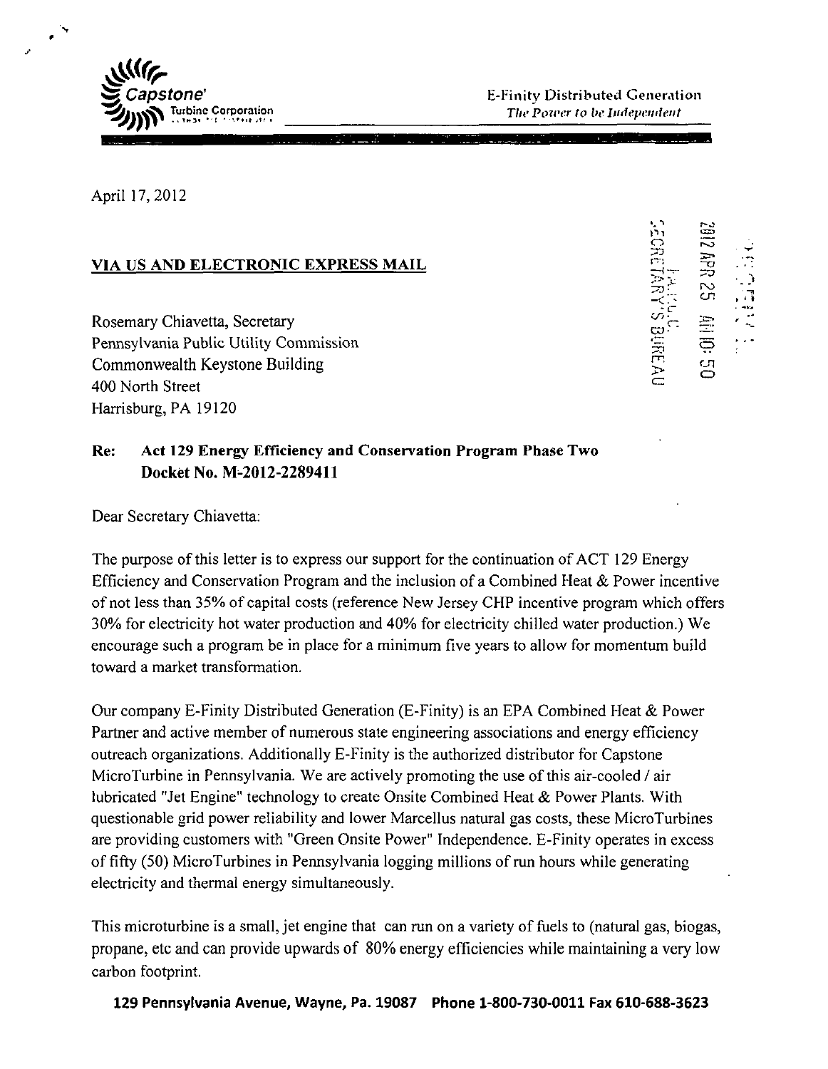Capstone Turbine Corporation

E-Finity Distributed Generation
*The Power to be Independent*

April 17, 2012

2012 APR 25 AM 10:50
PA P.U.C.
SECRETARY'S BUREAU

**VIA US AND ELECTRONIC EXPRESS MAIL**

Rosemary Chiavetta, Secretary
Pennsylvania Public Utility Commission
Commonwealth Keystone Building
400 North Street
Harrisburg, PA 19120

**Re: Act 129 Energy Efficiency and Conservation Program Phase Two Docket No. M-2012-2289411**

Dear Secretary Chiavetta:

The purpose of this letter is to express our support for the continuation of ACT 129 Energy Efficiency and Conservation Program and the inclusion of a Combined Heat & Power incentive of not less than 35% of capital costs (reference New Jersey CHP incentive program which offers 30% for electricity hot water production and 40% for electricity chilled water production.) We encourage such a program be in place for a minimum five years to allow for momentum build toward a market transformation.

Our company E-Finity Distributed Generation (E-Finity) is an EPA Combined Heat & Power Partner and active member of numerous state engineering associations and energy efficiency outreach organizations. Additionally E-Finity is the authorized distributor for Capstone MicroTurbine in Pennsylvania. We are actively promoting the use of this air-cooled / air lubricated "Jet Engine" technology to create Onsite Combined Heat & Power Plants. With questionable grid power reliability and lower Marcellus natural gas costs, these MicroTurbines are providing customers with "Green Onsite Power" Independence. E-Finity operates in excess of fifty (50) MicroTurbines in Pennsylvania logging millions of run hours while generating electricity and thermal energy simultaneously.

This microturbine is a small, jet engine that can run on a variety of fuels to (natural gas, biogas, propane, etc and can provide upwards of 80% energy efficiencies while maintaining a very low carbon footprint.

**129 Pennsylvania Avenue, Wayne, Pa. 19087 Phone 1-800-730-0011 Fax 610-688-3623**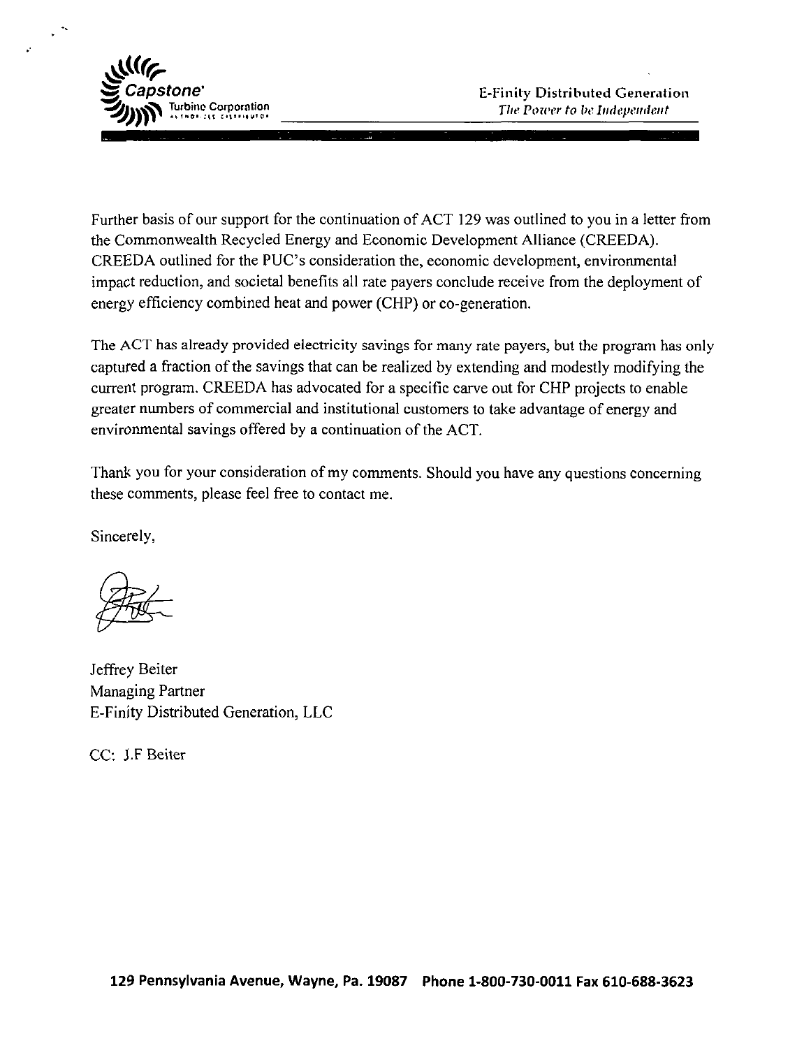Further basis of our support for the continuation of ACT 129 was outlined to you in a letter from the Commonwealth Recycled Energy and Economic Development Alliance (CREEDA). CREEDA outlined for the PUC's consideration the, economic development, environmental impact reduction, and societal benefits all rate payers conclude receive from the deployment of energy efficiency combined heat and power (CHP) or co-generation.

The ACT has already provided electricity savings for many rate payers, but the program has only captured a fraction of the savings that can be realized by extending and modestly modifying the current program. CREEDA has advocated for a specific carve out for CHP projects to enable greater numbers of commercial and institutional customers to take advantage of energy and environmental savings offered by a continuation of the ACT.

Thank you for your consideration of my comments. Should you have any questions concerning these comments, please feel free to contact me.

Sincerely,

Jeffrey Beiter
Managing Partner
E-Finity Distributed Generation, LLC

CC: J.F Beiter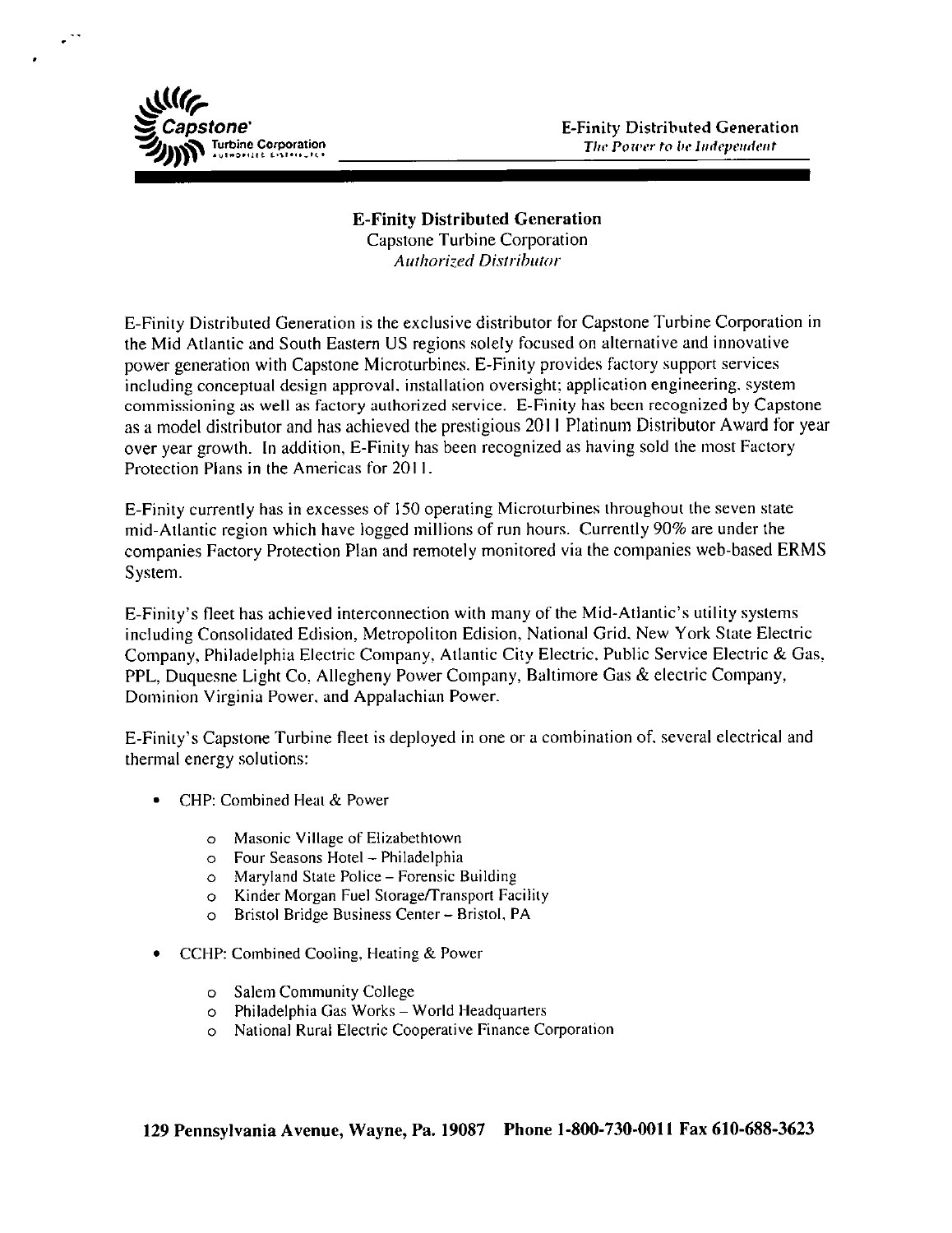## E-Finity Distributed Generation

Capstone Turbine Corporation

*Authorized Distributor*

E-Finity Distributed Generation is the exclusive distributor for Capstone Turbine Corporation in the Mid Atlantic and South Eastern US regions solely focused on alternative and innovative power generation with Capstone Microturbines. E-Finity provides factory support services including conceptual design approval, installation oversight; application engineering, system commissioning as well as factory authorized service. E-Finity has been recognized by Capstone as a model distributor and has achieved the prestigious 2011 Platinum Distributor Award for year over year growth. In addition, E-Finity has been recognized as having sold the most Factory Protection Plans in the Americas for 2011.

E-Finity currently has in excesses of 150 operating Microturbines throughout the seven state mid-Atlantic region which have logged millions of run hours. Currently 90% are under the companies Factory Protection Plan and remotely monitored via the companies web-based ERMS System.

E-Finity's fleet has achieved interconnection with many of the Mid-Atlantic's utility systems including Consolidated Edision, Metropoliton Edision, National Grid, New York State Electric Company, Philadelphia Electric Company, Atlantic City Electric, Public Service Electric & Gas, PPL, Duquesne Light Co, Allegheny Power Company, Baltimore Gas & electric Company, Dominion Virginia Power, and Appalachian Power.

E-Finity's Capstone Turbine fleet is deployed in one or a combination of, several electrical and thermal energy solutions:

- CHP: Combined Heat & Power
  - Masonic Village of Elizabethtown
  - Four Seasons Hotel – Philadelphia
  - Maryland State Police – Forensic Building
  - Kinder Morgan Fuel Storage/Transport Facility
  - Bristol Bridge Business Center – Bristol, PA
- CCHP: Combined Cooling, Heating & Power
  - Salem Community College
  - Philadelphia Gas Works – World Headquarters
  - National Rural Electric Cooperative Finance Corporation

**129 Pennsylvania Avenue, Wayne, Pa. 19087 Phone 1-800-730-0011 Fax 610-688-3623**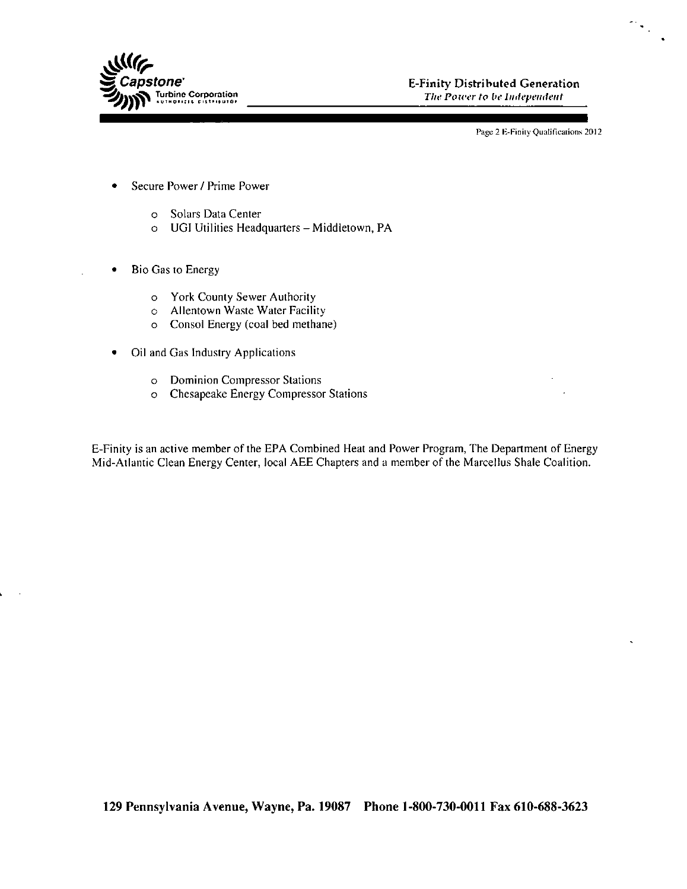- Secure Power / Prime Power
    - Solars Data Center
    - UGI Utilities Headquarters – Middletown, PA

- Bio Gas to Energy
    - York County Sewer Authority
    - Allentown Waste Water Facility
    - Consol Energy (coal bed methane)

- Oil and Gas Industry Applications
    - Dominion Compressor Stations
    - Chesapeake Energy Compressor Stations

E-Finity is an active member of the EPA Combined Heat and Power Program, The Department of Energy Mid-Atlantic Clean Energy Center, local AEE Chapters and a member of the Marcellus Shale Coalition.

**129 Pennsylvania Avenue, Wayne, Pa. 19087 Phone 1-800-730-0011 Fax 610-688-3623**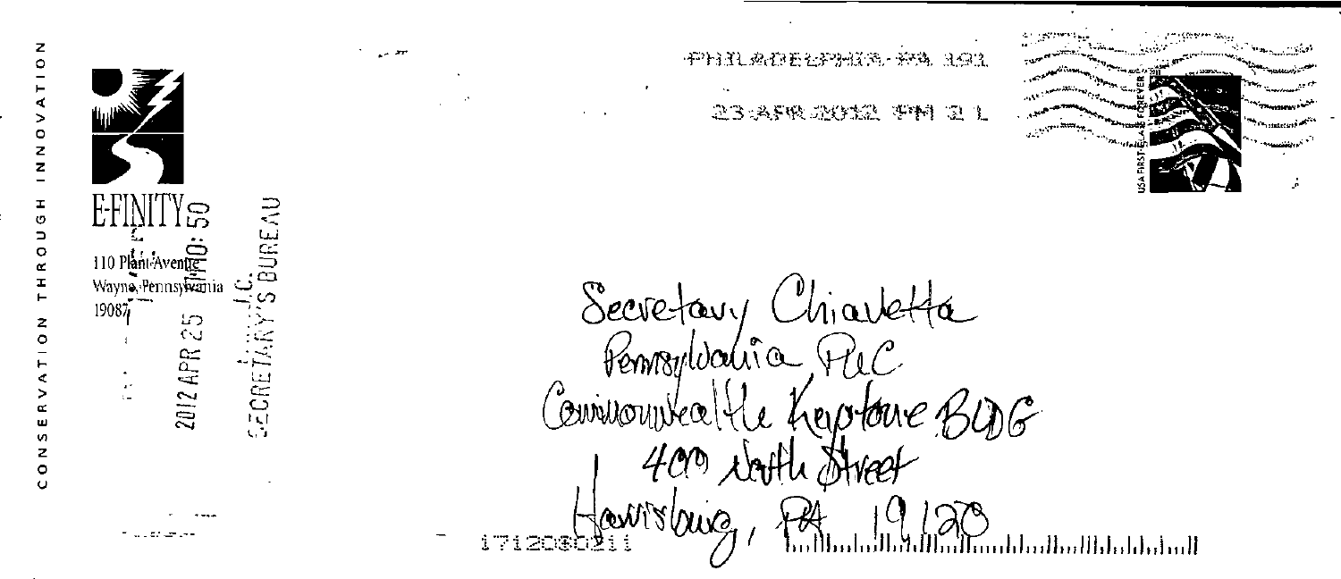CONSERVATION THROUGH INNOVATION

E-FINITY
110 Plant Avenue
Wayne, Pennsylvania
19087

2012 APR 25 PM 0:50

PA P.U.C.
SECRETARY'S BUREAU

PHILADELPHIA PA 191
23 APR 2012 PM 2 L

USA FIRST-CLASS FOREVER

Secretary Chiavetta
Pennsylvania PUC
Commonwealth Keystone BLDG
400 North Street
Harrisburg, PA 17120

1712080211